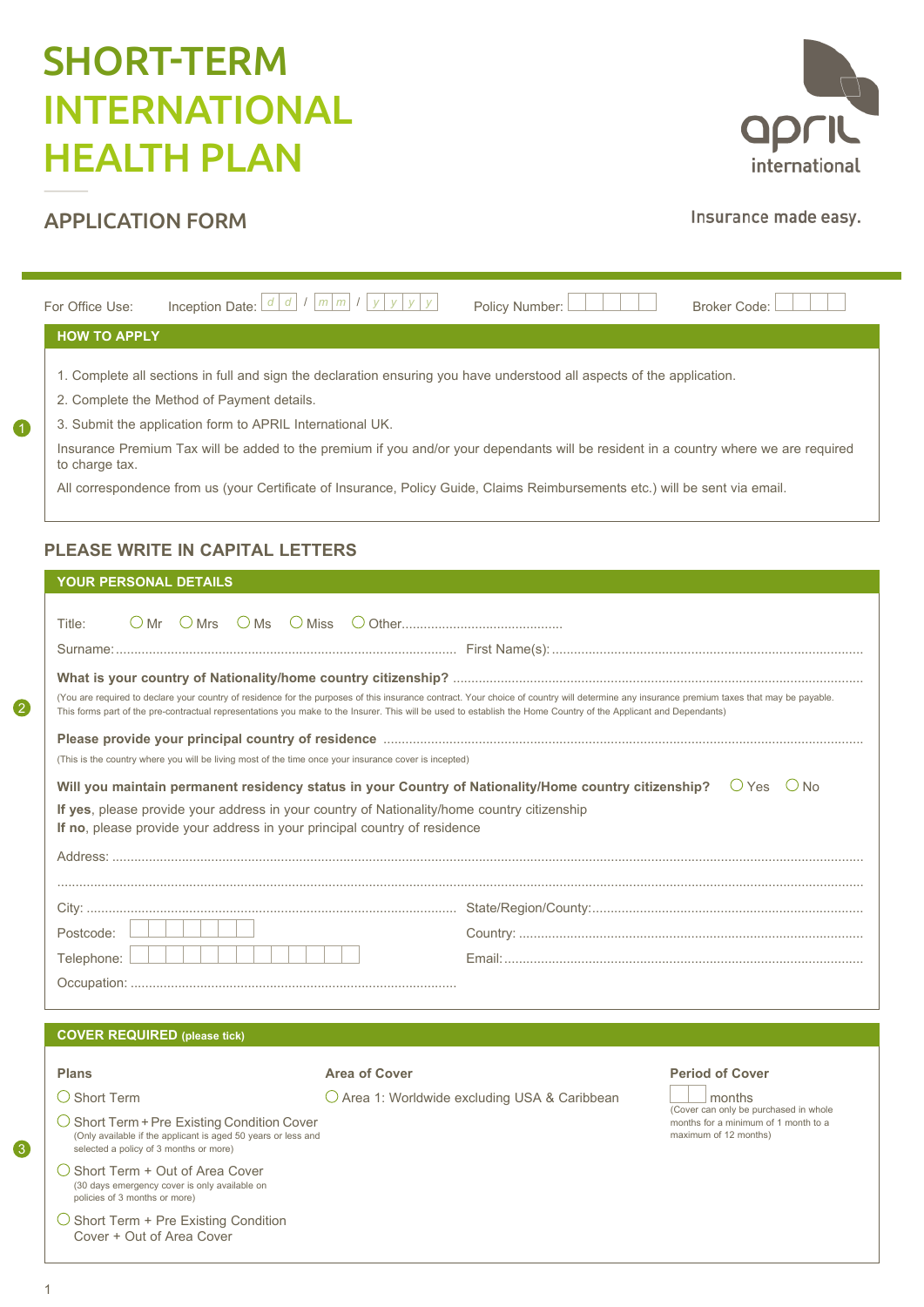# SHORT-TERM INTERNATIONAL HEALTH PLAN

april international

## APPLICATION FORM

Insurance made easy.

For Office Use: Inception Date: d d / m m / y y y y Policy Number: Broker Code:

### HOW TO APPLY

1. Complete all sections in full and sign the declaration ensuring you have understood all aspects of the application.
2. Complete the Method of Payment details.
3. Submit the application form to APRIL International UK.

Insurance Premium Tax will be added to the premium if you and/or your dependants will be resident in a country where we are required to charge tax.

All correspondence from us (your Certificate of Insurance, Policy Guide, Claims Reimbursements etc.) will be sent via email.

## PLEASE WRITE IN CAPITAL LETTERS

### YOUR PERSONAL DETAILS

Title: ○ Mr ○ Mrs ○ Ms ○ Miss ○ Other...........................................

Surname: ........................................................................................ First Name(s): ....................................................................................

**What is your country of Nationality/home country citizenship?** ..............................................................................................

(You are required to declare your country of residence for the purposes of this insurance contract. Your choice of country will determine any insurance premium taxes that may be payable. This forms part of the pre-contractual representations you make to the Insurer. This will be used to establish the Home Country of the Applicant and Dependants)

**Please provide your principal country of residence** ..................................................................................................

(This is the country where you will be living most of the time once your insurance cover is incepted)

**Will you maintain permanent residency status in your Country of Nationality/Home country citizenship?** ○ Yes ○ No

**If yes**, please provide your address in your country of Nationality/home country citizenship
**If no**, please provide your address in your principal country of residence

Address: ..........................................................................................................................................................................................

..........................................................................................................................................................................................................

City: .................................................................................................. State/Region/County: .........................................................................

Postcode: Country: ..............................................................................................

Telephone: Email: ..................................................................................................

Occupation: .......................................................................................

### COVER REQUIRED (please tick)

**Plans**

○ Short Term

○ Short Term + Pre Existing Condition Cover
(Only available if the applicant is aged 50 years or less and selected a policy of 3 months or more)

○ Short Term + Out of Area Cover
(30 days emergency cover is only available on policies of 3 months or more)

○ Short Term + Pre Existing Condition Cover + Out of Area Cover

**Area of Cover**

○ Area 1: Worldwide excluding USA & Caribbean

**Period of Cover**

months
(Cover can only be purchased in whole months for a minimum of 1 month to a maximum of 12 months)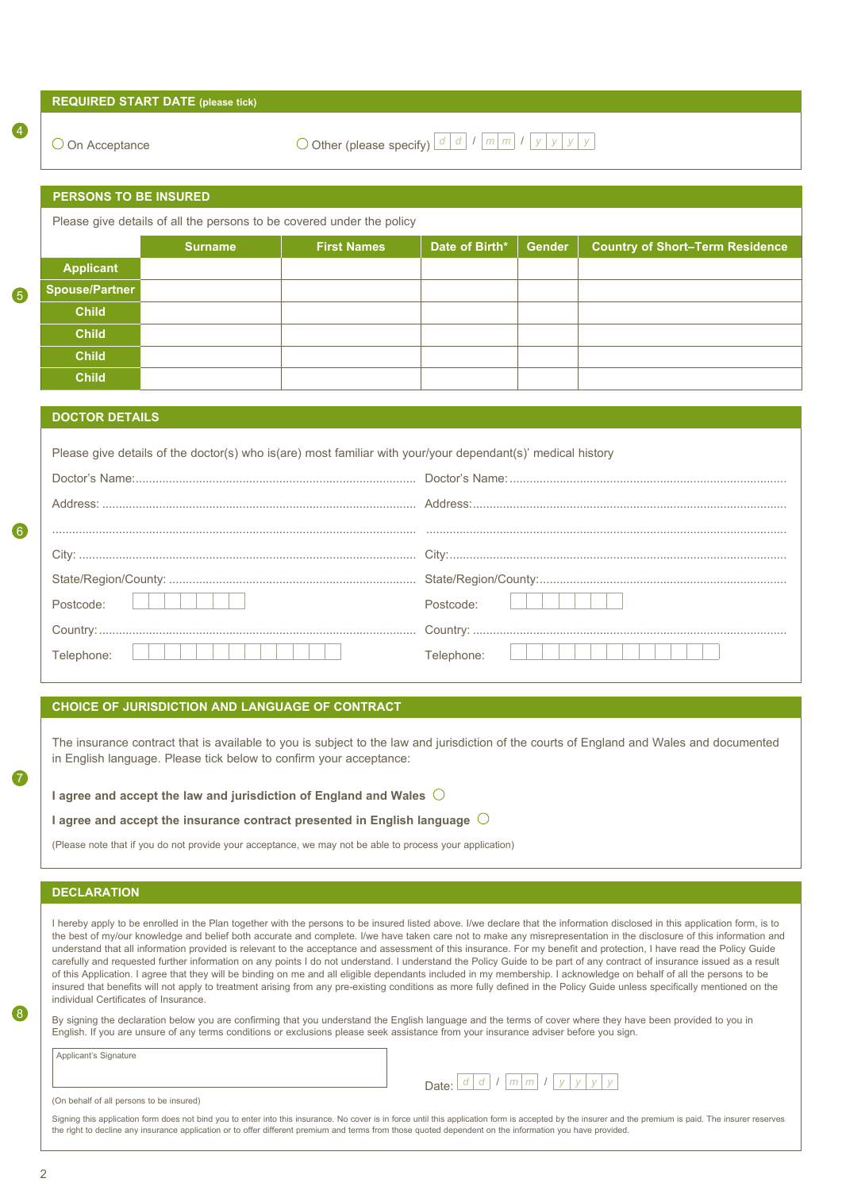## REQUIRED START DATE (please tick)

4

○ On Acceptance ○ Other (please specify) d d / m m / y y y y

## PERSONS TO BE INSURED

5

Please give details of all the persons to be covered under the policy

| | Surname | First Names | Date of Birth* | Gender | Country of Short–Term Residence |
|---|---|---|---|---|---|
| **Applicant** | | | | | |
| **Spouse/Partner** | | | | | |
| **Child** | | | | | |
| **Child** | | | | | |
| **Child** | | | | | |
| **Child** | | | | | |

## DOCTOR DETAILS

6

Please give details of the doctor(s) who is(are) most familiar with your/your dependant(s)' medical history

Doctor's Name:...................................................................................

Address: ............................................................................................

.............................................................................................................

City: ....................................................................................................

State/Region/County: .........................................................................

Postcode:

Country:...............................................................................................

Telephone:

Doctor's Name:...................................................................................

Address:..............................................................................................

.............................................................................................................

City:.....................................................................................................

State/Region/County:..........................................................................

Postcode:

Country: ..............................................................................................

Telephone:

## CHOICE OF JURISDICTION AND LANGUAGE OF CONTRACT

7

The insurance contract that is available to you is subject to the law and jurisdiction of the courts of England and Wales and documented in English language. Please tick below to confirm your acceptance:

**I agree and accept the law and jurisdiction of England and Wales** ○

**I agree and accept the insurance contract presented in English language** ○

(Please note that if you do not provide your acceptance, we may not be able to process your application)

## DECLARATION

8

I hereby apply to be enrolled in the Plan together with the persons to be insured listed above. I/we declare that the information disclosed in this application form, is to the best of my/our knowledge and belief both accurate and complete. I/we have taken care not to make any misrepresentation in the disclosure of this information and understand that all information provided is relevant to the acceptance and assessment of this insurance. For my benefit and protection, I have read the Policy Guide carefully and requested further information on any points I do not understand. I understand the Policy Guide to be part of any contract of insurance issued as a result of this Application. I agree that they will be binding on me and all eligible dependants included in my membership. I acknowledge on behalf of all the persons to be insured that benefits will not apply to treatment arising from any pre-existing conditions as more fully defined in the Policy Guide unless specifically mentioned on the individual Certificates of Insurance.

By signing the declaration below you are confirming that you understand the English language and the terms of cover where they have been provided to you in English. If you are unsure of any terms conditions or exclusions please seek assistance from your insurance adviser before you sign.

Applicant's Signature

Date: d d / m m / y y y y

(On behalf of all persons to be insured)

Signing this application form does not bind you to enter into this insurance. No cover is in force until this application form is accepted by the insurer and the premium is paid. The insurer reserves the right to decline any insurance application or to offer different premium and terms from those quoted dependent on the information you have provided.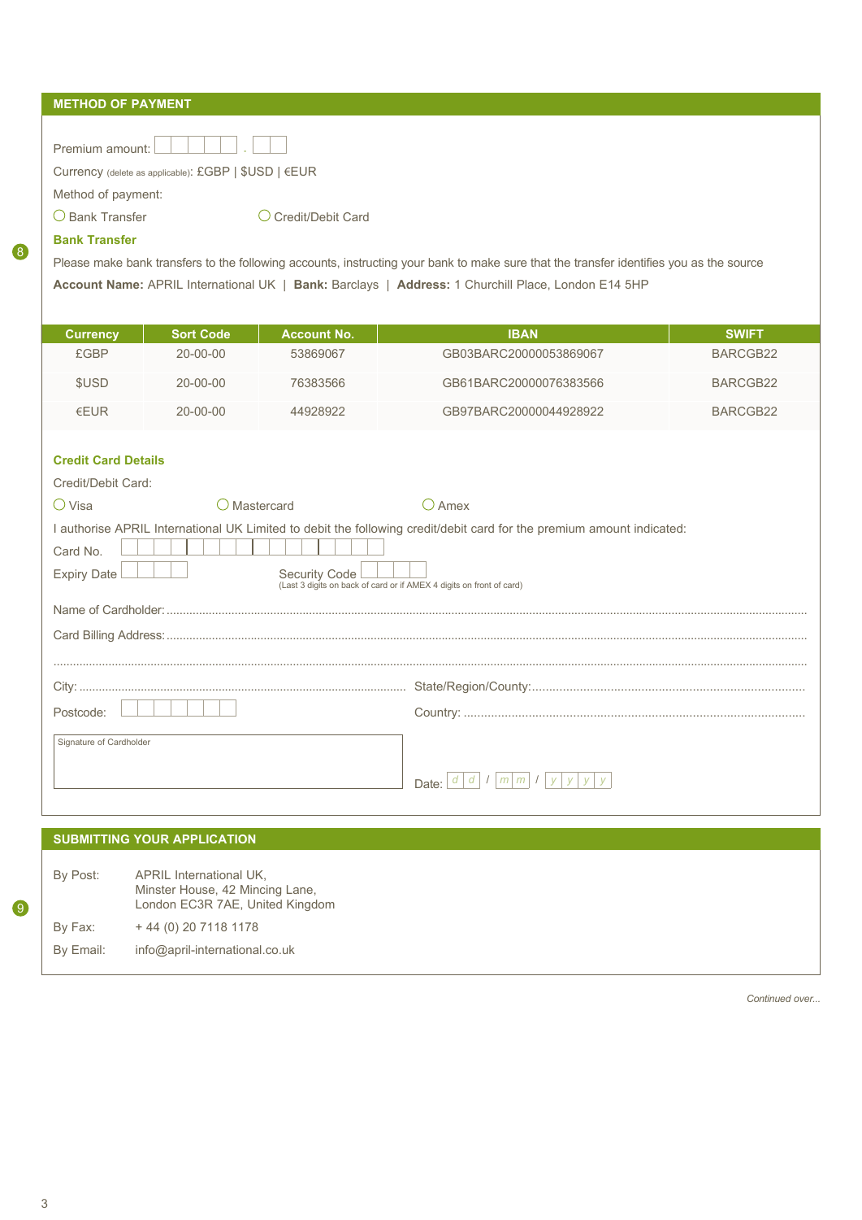## METHOD OF PAYMENT

Premium amount: ☐☐☐☐☐ . ☐☐

Currency (delete as applicable): £GBP | $USD | €EUR

Method of payment:

○ Bank Transfer ○ Credit/Debit Card

8

### Bank Transfer

Please make bank transfers to the following accounts, instructing your bank to make sure that the transfer identifies you as the source

**Account Name:** APRIL International UK | **Bank:** Barclays | **Address:** 1 Churchill Place, London E14 5HP

| Currency | Sort Code | Account No. | IBAN | SWIFT |
|---|---|---|---|---|
| £GBP | 20-00-00 | 53869067 | GB03BARC20000053869067 | BARCGB22 |
| $USD | 20-00-00 | 76383566 | GB61BARC20000076383566 | BARCGB22 |
| €EUR | 20-00-00 | 44928922 | GB97BARC20000044928922 | BARCGB22 |

### Credit Card Details

Credit/Debit Card:

○ Visa ○ Mastercard ○ Amex

I authorise APRIL International UK Limited to debit the following credit/debit card for the premium amount indicated:

Card No. ☐☐☐☐ ☐☐☐☐ ☐☐☐☐ ☐☐☐☐

Expiry Date ☐☐☐☐

Security Code ☐☐☐☐
(Last 3 digits on back of card or if AMEX 4 digits on front of card)

Name of Cardholder: ..........................................................................................

Card Billing Address: ..........................................................................................

..........................................................................................

City: .......................................................... State/Region/County: ..........................................................

Postcode: ☐☐☐☐☐☐☐ Country: ..........................................................

Signature of Cardholder

Date: d d / m m / y y y y

## SUBMITTING YOUR APPLICATION

9

By Post: APRIL International UK,
Minster House, 42 Mincing Lane,
London EC3R 7AE, United Kingdom

By Fax: + 44 (0) 20 7118 1178

By Email: info@april-international.co.uk

*Continued over...*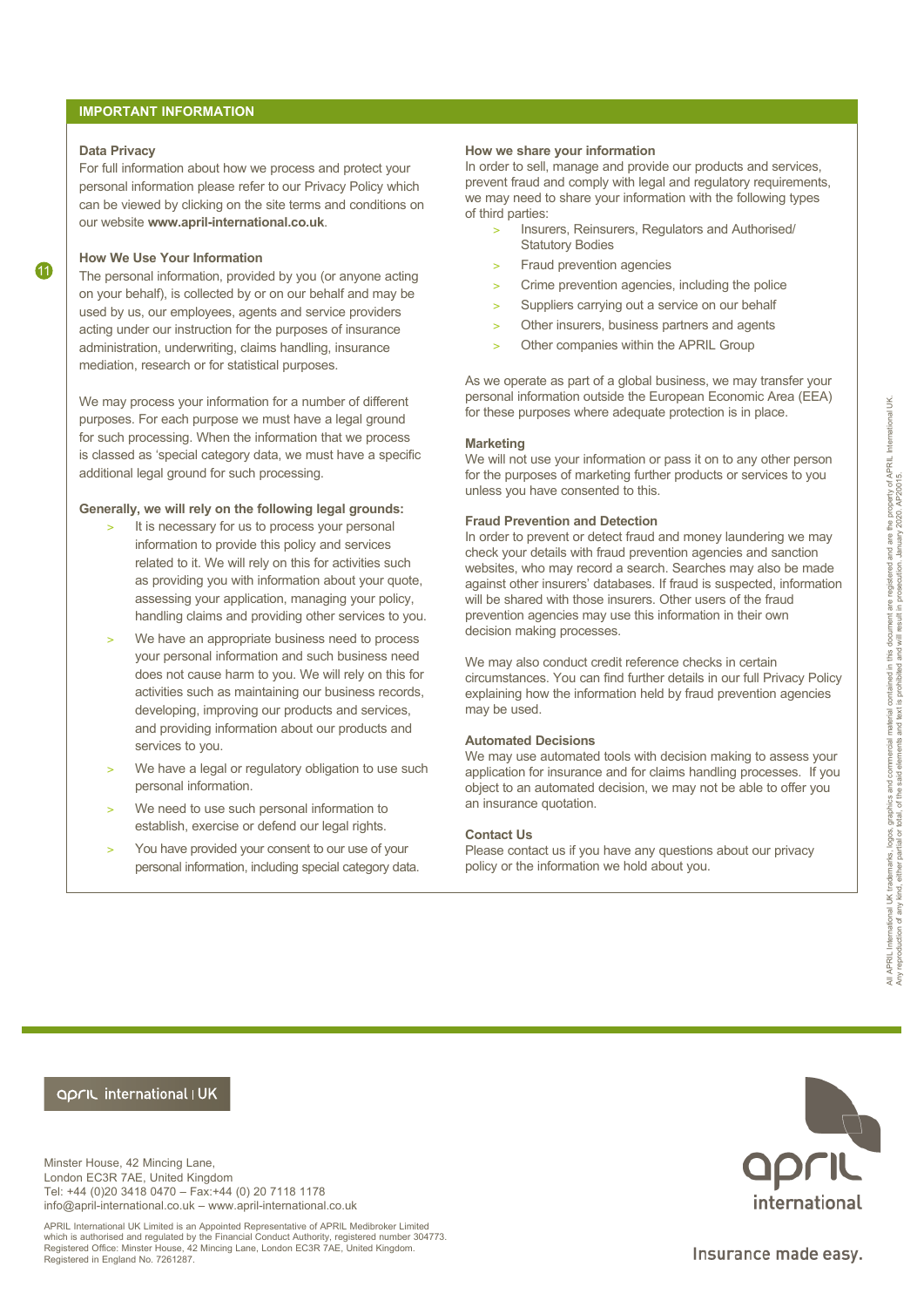## IMPORTANT INFORMATION

### Data Privacy

For full information about how we process and protect your personal information please refer to our Privacy Policy which can be viewed by clicking on the site terms and conditions on our website **www.april-international.co.uk**.

### How We Use Your Information

The personal information, provided by you (or anyone acting on your behalf), is collected by or on our behalf and may be used by us, our employees, agents and service providers acting under our instruction for the purposes of insurance administration, underwriting, claims handling, insurance mediation, research or for statistical purposes.

We may process your information for a number of different purposes. For each purpose we must have a legal ground for such processing. When the information that we process is classed as 'special category data, we must have a specific additional legal ground for such processing.

**Generally, we will rely on the following legal grounds:**

- It is necessary for us to process your personal information to provide this policy and services related to it. We will rely on this for activities such as providing you with information about your quote, assessing your application, managing your policy, handling claims and providing other services to you.
- We have an appropriate business need to process your personal information and such business need does not cause harm to you. We will rely on this for activities such as maintaining our business records, developing, improving our products and services, and providing information about our products and services to you.
- We have a legal or regulatory obligation to use such personal information.
- We need to use such personal information to establish, exercise or defend our legal rights.
- You have provided your consent to our use of your personal information, including special category data.

### How we share your information

In order to sell, manage and provide our products and services, prevent fraud and comply with legal and regulatory requirements, we may need to share your information with the following types of third parties:

- Insurers, Reinsurers, Regulators and Authorised/ Statutory Bodies
- Fraud prevention agencies
- Crime prevention agencies, including the police
- Suppliers carrying out a service on our behalf
- Other insurers, business partners and agents
- Other companies within the APRIL Group

As we operate as part of a global business, we may transfer your personal information outside the European Economic Area (EEA) for these purposes where adequate protection is in place.

### Marketing

We will not use your information or pass it on to any other person for the purposes of marketing further products or services to you unless you have consented to this.

### Fraud Prevention and Detection

In order to prevent or detect fraud and money laundering we may check your details with fraud prevention agencies and sanction websites, who may record a search. Searches may also be made against other insurers' databases. If fraud is suspected, information will be shared with those insurers. Other users of the fraud prevention agencies may use this information in their own decision making processes.

We may also conduct credit reference checks in certain circumstances. You can find further details in our full Privacy Policy explaining how the information held by fraud prevention agencies may be used.

### Automated Decisions

We may use automated tools with decision making to assess your application for insurance and for claims handling processes. If you object to an automated decision, we may not be able to offer you an insurance quotation.

### Contact Us

Please contact us if you have any questions about our privacy policy or the information we hold about you.

All APRIL International UK trademarks, logos, graphics and commercial material contained in this document are registered and are the property of APRIL International UK. Any reproduction of any kind, either partial or total, of the said elements and text is prohibited and will result in prosecution. January 2020. AP20015.

april international | UK

Minster House, 42 Mincing Lane,
London EC3R 7AE, United Kingdom
Tel: +44 (0)20 3418 0470 – Fax:+44 (0) 20 7118 1178
info@april-international.co.uk – www.april-international.co.uk

APRIL International UK Limited is an Appointed Representative of APRIL Medibroker Limited which is authorised and regulated by the Financial Conduct Authority, registered number 304773. Registered Office: Minster House, 42 Mincing Lane, London EC3R 7AE, United Kingdom. Registered in England No. 7261287.

april international

Insurance made easy.